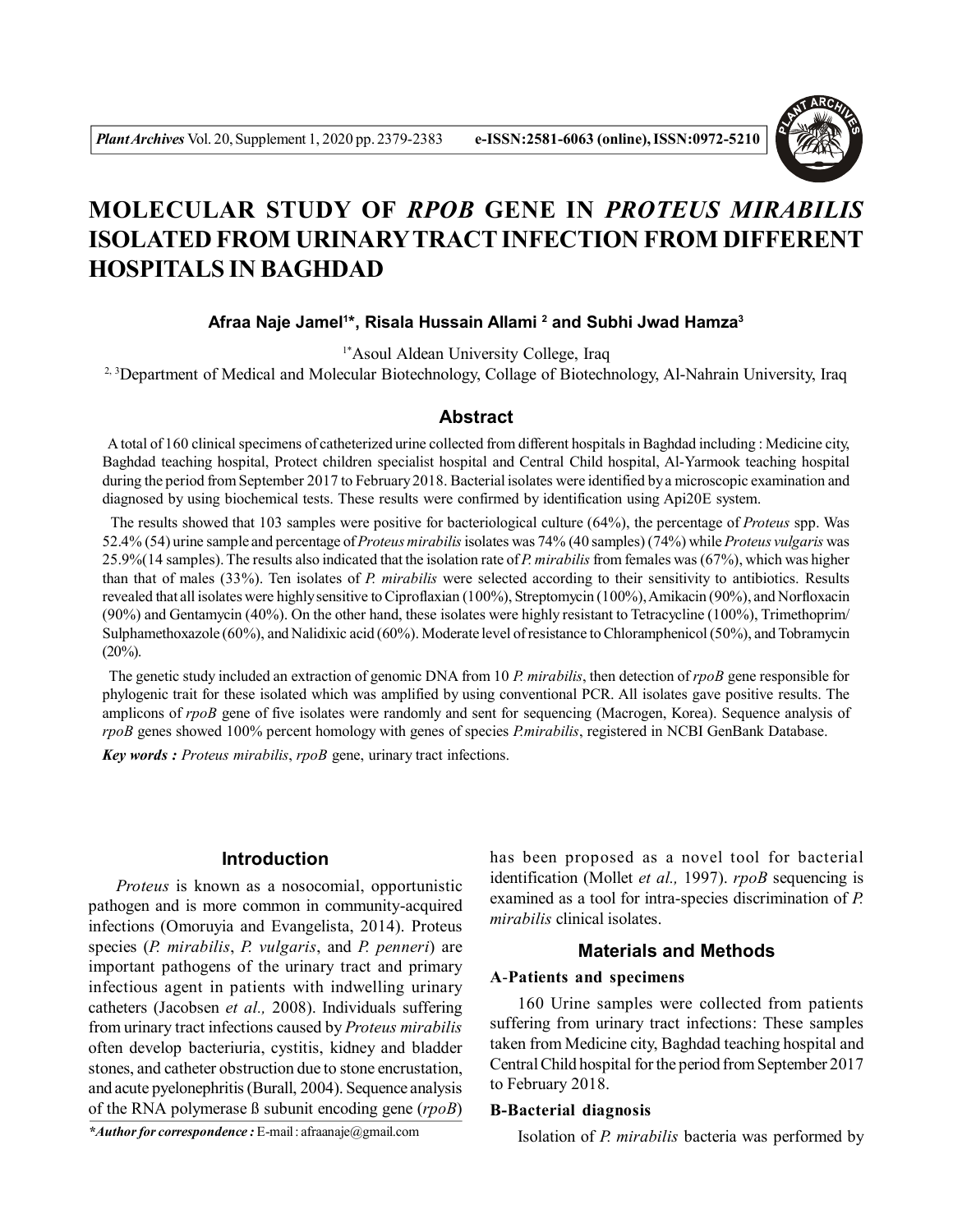# MOLECULAR STUDY OF *RPOB* GENE IN *PROTEUS MIRABILIS* ISOLATED FROM URINARY TRACT INFECTION FROM DIFFERENT HOSPITALS IN BAGHDAD

**Afraa Naje Jamel[1*], Risala Hussain Allami [2] and Subhi Jwad Hamza[3]**

[1*]Asoul Aldean University College, Iraq

[2, 3]Department of Medical and Molecular Biotechnology, Collage of Biotechnology, Al-Nahrain University, Iraq

## Abstract

A total of 160 clinical specimens of catheterized urine collected from different hospitals in Baghdad including : Medicine city, Baghdad teaching hospital, Protect children specialist hospital and Central Child hospital, Al-Yarmook teaching hospital during the period from September 2017 to February 2018. Bacterial isolates were identified by a microscopic examination and diagnosed by using biochemical tests. These results were confirmed by identification using Api20E system.

The results showed that 103 samples were positive for bacteriological culture (64%), the percentage of *Proteus* spp. Was 52.4% (54) urine sample and percentage of *Proteus mirabilis* isolates was 74% (40 samples) (74%) while *Proteus vulgaris* was 25.9%(14 samples). The results also indicated that the isolation rate of *P. mirabilis* from females was (67%), which was higher than that of males (33%). Ten isolates of *P. mirabilis* were selected according to their sensitivity to antibiotics. Results revealed that all isolates were highly sensitive to Ciproflaxian (100%), Streptomycin (100%), Amikacin (90%), and Norfloxacin (90%) and Gentamycin (40%). On the other hand, these isolates were highly resistant to Tetracycline (100%), Trimethoprim/ Sulphamethoxazole (60%), and Nalidixic acid (60%). Moderate level of resistance to Chloramphenicol (50%), and Tobramycin (20%).

The genetic study included an extraction of genomic DNA from 10 *P. mirabilis*, then detection of *rpoB* gene responsible for phylogenic trait for these isolated which was amplified by using conventional PCR. All isolates gave positive results. The amplicons of *rpoB* gene of five isolates were randomly and sent for sequencing (Macrogen, Korea). Sequence analysis of *rpoB* genes showed 100% percent homology with genes of species *P.mirabilis*, registered in NCBI GenBank Database.

***Key words :*** *Proteus mirabilis*, *rpoB* gene, urinary tract infections.

## Introduction

*Proteus* is known as a nosocomial, opportunistic pathogen and is more common in community-acquired infections (Omoruyia and Evangelista, 2014). Proteus species (*P. mirabilis*, *P. vulgaris*, and *P. penneri*) are important pathogens of the urinary tract and primary infectious agent in patients with indwelling urinary catheters (Jacobsen *et al.,* 2008). Individuals suffering from urinary tract infections caused by *Proteus mirabilis* often develop bacteriuria, cystitis, kidney and bladder stones, and catheter obstruction due to stone encrustation, and acute pyelonephritis (Burall, 2004). Sequence analysis of the RNA polymerase ß subunit encoding gene (*rpoB*) has been proposed as a novel tool for bacterial identification (Mollet *et al.,* 1997). *rpoB* sequencing is examined as a tool for intra-species discrimination of *P. mirabilis* clinical isolates.

## Materials and Methods

### A-Patients and specimens

160 Urine samples were collected from patients suffering from urinary tract infections: These samples taken from Medicine city, Baghdad teaching hospital and Central Child hospital for the period from September 2017 to February 2018.

### B-Bacterial diagnosis

Isolation of *P. mirabilis* bacteria was performed by

**\*Author for correspondence :** E-mail : afraanaje@gmail.com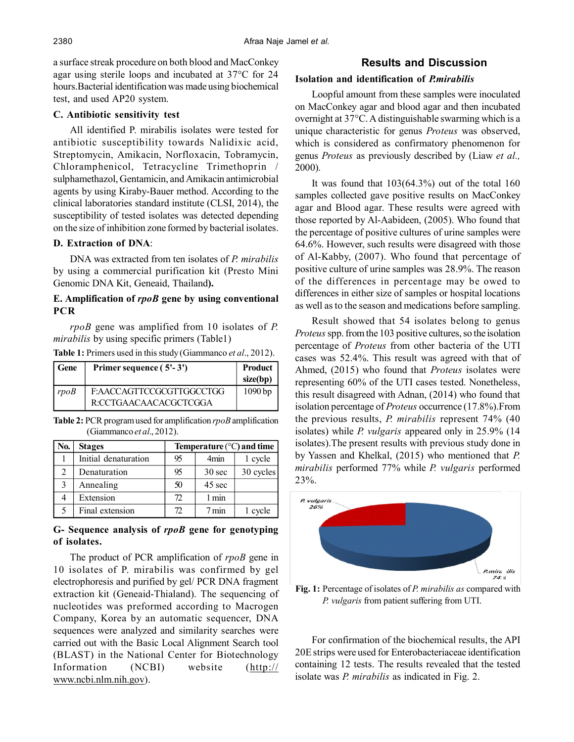a surface streak procedure on both blood and MacConkey agar using sterile loops and incubated at 37°C for 24 hours.Bacterial identification was made using biochemical test, and used AP20 system.

### C. Antibiotic sensitivity test

All identified P. mirabilis isolates were tested for antibiotic susceptibility towards Nalidixic acid, Streptomycin, Amikacin, Norfloxacin, Tobramycin, Chloramphenicol, Tetracycline Trimethoprin / sulphamethazol, Gentamicin, and Amikacin antimicrobial agents by using Kiraby-Bauer method. According to the clinical laboratories standard institute (CLSI, 2014), the susceptibility of tested isolates was detected depending on the size of inhibition zone formed by bacterial isolates.

### D. Extraction of DNA:

DNA was extracted from ten isolates of *P. mirabilis* by using a commercial purification kit (Presto Mini Genomic DNA Kit, Geneaid, Thailand**).**

### E. Amplification of *rpoB* gene by using conventional PCR

*rpoB* gene was amplified from 10 isolates of *P. mirabilis* by using specific primers (Table1)

**Table 1:** Primers used in this study (Giammanco *et al*., 2012).

| Gene | Primer sequence ( 5'- 3') | Product size(bp) |
|---|---|---|
| *rpoB* | F:AACCAGTTCCGCGTTGGCCTGG<br>R:CCTGAACAACACGCTCGGA | 1090 bp |

**Table 2:** PCR program used for amplification *rpoB* amplification (Giammanco *et al*., 2012).

| No. | Stages | Temperature (°C) and time | | |
|---|---|---|---|---|
| 1 | Initial denaturation | 95 | 4min | 1 cycle |
| 2 | Denaturation | 95 | 30 sec | 30 cycles |
| 3 | Annealing | 50 | 45 sec | |
| 4 | Extension | 72 | 1 min | |
| 5 | Final extension | 72 | 7 min | 1 cycle |

### G- Sequence analysis of *rpoB* gene for genotyping of isolates.

The product of PCR amplification of *rpoB* gene in 10 isolates of P. mirabilis was confirmed by gel electrophoresis and purified by gel/ PCR DNA fragment extraction kit (Geneaid-Thialand). The sequencing of nucleotides was preformed according to Macrogen Company, Korea by an automatic sequencer, DNA sequences were analyzed and similarity searches were carried out with the Basic Local Alignment Search tool (BLAST) in the National Center for Biotechnology Information (NCBI) website (http://www.ncbi.nlm.nih.gov).

## Results and Discussion

### Isolation and identification of *P.mirabilis*

Loopful amount from these samples were inoculated on MacConkey agar and blood agar and then incubated overnight at 37°C. A distinguishable swarming which is a unique characteristic for genus *Proteus* was observed, which is considered as confirmatory phenomenon for genus *Proteus* as previously described by (Liaw *et al.,* 2000).

It was found that 103(64.3%) out of the total 160 samples collected gave positive results on MacConkey agar and Blood agar. These results were agreed with those reported by Al-Aabideen, (2005). Who found that the percentage of positive cultures of urine samples were 64.6%. However, such results were disagreed with those of Al-Kabby, (2007). Who found that percentage of positive culture of urine samples was 28.9%. The reason of the differences in percentage may be owed to differences in either size of samples or hospital locations as well as to the season and medications before sampling.

Result showed that 54 isolates belong to genus *Proteus* spp. from the 103 positive cultures, so the isolation percentage of *Proteus* from other bacteria of the UTI cases was 52.4%. This result was agreed with that of Ahmed, (2015) who found that *Proteus* isolates were representing 60% of the UTI cases tested. Nonetheless, this result disagreed with Adnan, (2014) who found that isolation percentage of *Proteus* occurrence (17.8%).From the previous results, *P. mirabilis* represent 74% (40 isolates) while *P. vulgaris* appeared only in 25.9% (14 isolates).The present results with previous study done in by Yassen and Khelkal, (2015) who mentioned that *P. mirabilis* performed 77% while *P. vulgaris* performed 23%.

**Fig. 1:** Percentage of isolates of *P. mirabilis as* compared with *P. vulgaris* from patient suffering from UTI.

For confirmation of the biochemical results, the API 20E strips were used for Enterobacteriaceae identification containing 12 tests. The results revealed that the tested isolate was *P. mirabilis* as indicated in Fig. 2.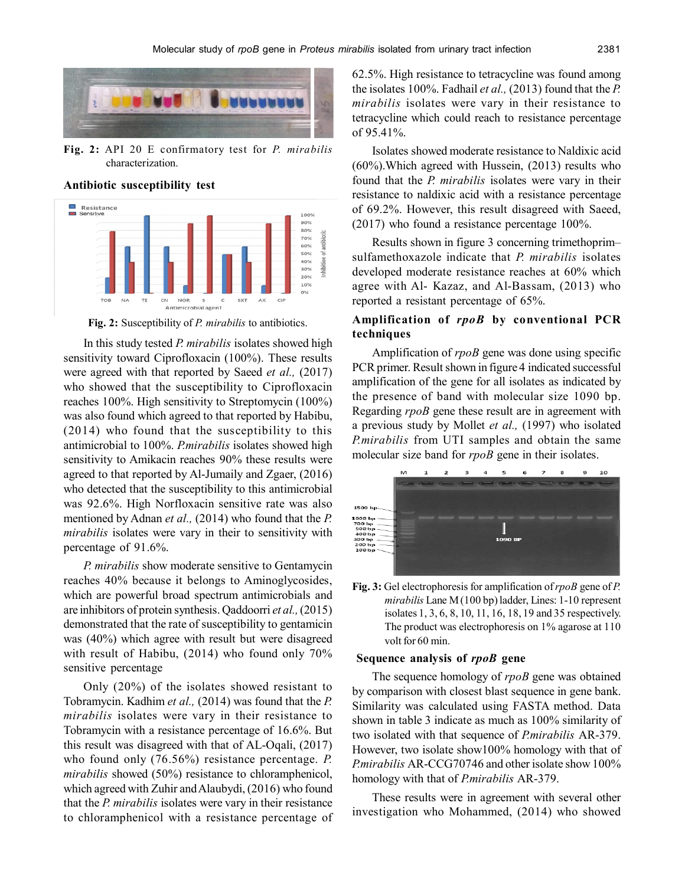Fig. 2: API 20 E confirmatory test for *P. mirabilis* characterization.

**Antibiotic susceptibility test**

Fig. 2: Susceptibility of *P. mirabilis* to antibiotics.

In this study tested *P. mirabilis* isolates showed high sensitivity toward Ciprofloxacin (100%). These results were agreed with that reported by Saeed *et al.,* (2017) who showed that the susceptibility to Ciprofloxacin reaches 100%. High sensitivity to Streptomycin (100%) was also found which agreed to that reported by Habibu, (2014) who found that the susceptibility to this antimicrobial to 100%. *P.mirabilis* isolates showed high sensitivity to Amikacin reaches 90% these results were agreed to that reported by Al-Jumaily and Zgaer, (2016) who detected that the susceptibility to this antimicrobial was 92.6%. High Norfloxacin sensitive rate was also mentioned by Adnan *et al.,* (2014) who found that the *P. mirabilis* isolates were vary in their to sensitivity with percentage of 91.6%.

*P. mirabilis* show moderate sensitive to Gentamycin reaches 40% because it belongs to Aminoglycosides, which are powerful broad spectrum antimicrobials and are inhibitors of protein synthesis. Qaddoorri *et al.,* (2015) demonstrated that the rate of susceptibility to gentamicin was (40%) which agree with result but were disagreed with result of Habibu, (2014) who found only 70% sensitive percentage

Only (20%) of the isolates showed resistant to Tobramycin. Kadhim *et al.,* (2014) was found that the *P. mirabilis* isolates were vary in their resistance to Tobramycin with a resistance percentage of 16.6%. But this result was disagreed with that of AL-Oqali, (2017) who found only (76.56%) resistance percentage. *P. mirabilis* showed (50%) resistance to chloramphenicol, which agreed with Zuhir and Alaubydi, (2016) who found that the *P. mirabilis* isolates were vary in their resistance to chloramphenicol with a resistance percentage of 62.5%. High resistance to tetracycline was found among the isolates 100%. Fadhail *et al.,* (2013) found that the *P. mirabilis* isolates were vary in their resistance to tetracycline which could reach to resistance percentage of 95.41%.

Isolates showed moderate resistance to Naldixic acid (60%).Which agreed with Hussein, (2013) results who found that the *P. mirabilis* isolates were vary in their resistance to naldixic acid with a resistance percentage of 69.2%. However, this result disagreed with Saeed, (2017) who found a resistance percentage 100%.

Results shown in figure 3 concerning trimethoprim–sulfamethoxazole indicate that *P. mirabilis* isolates developed moderate resistance reaches at 60% which agree with Al- Kazaz, and Al-Bassam, (2013) who reported a resistant percentage of 65%.

**Amplification of *rpoB* by conventional PCR techniques**

Amplification of *rpoB* gene was done using specific PCR primer. Result shown in figure 4 indicated successful amplification of the gene for all isolates as indicated by the presence of band with molecular size 1090 bp. Regarding *rpoB* gene these result are in agreement with a previous study by Mollet *et al.,* (1997) who isolated *P.mirabilis* from UTI samples and obtain the same molecular size band for *rpoB* gene in their isolates.

Fig. 3: Gel electrophoresis for amplification of *rpoB* gene of *P. mirabilis* Lane M (100 bp) ladder, Lines: 1-10 represent isolates 1, 3, 6, 8, 10, 11, 16, 18, 19 and 35 respectively. The product was electrophoresis on 1% agarose at 110 volt for 60 min.

**Sequence analysis of *rpoB* gene**

The sequence homology of *rpoB* gene was obtained by comparison with closest blast sequence in gene bank. Similarity was calculated using FASTA method. Data shown in table 3 indicate as much as 100% similarity of two isolated with that sequence of *P.mirabilis* AR-379. However, two isolate show100% homology with that of *P.mirabilis* AR-CCG70746 and other isolate show 100% homology with that of *P.mirabilis* AR-379.

These results were in agreement with several other investigation who Mohammed, (2014) who showed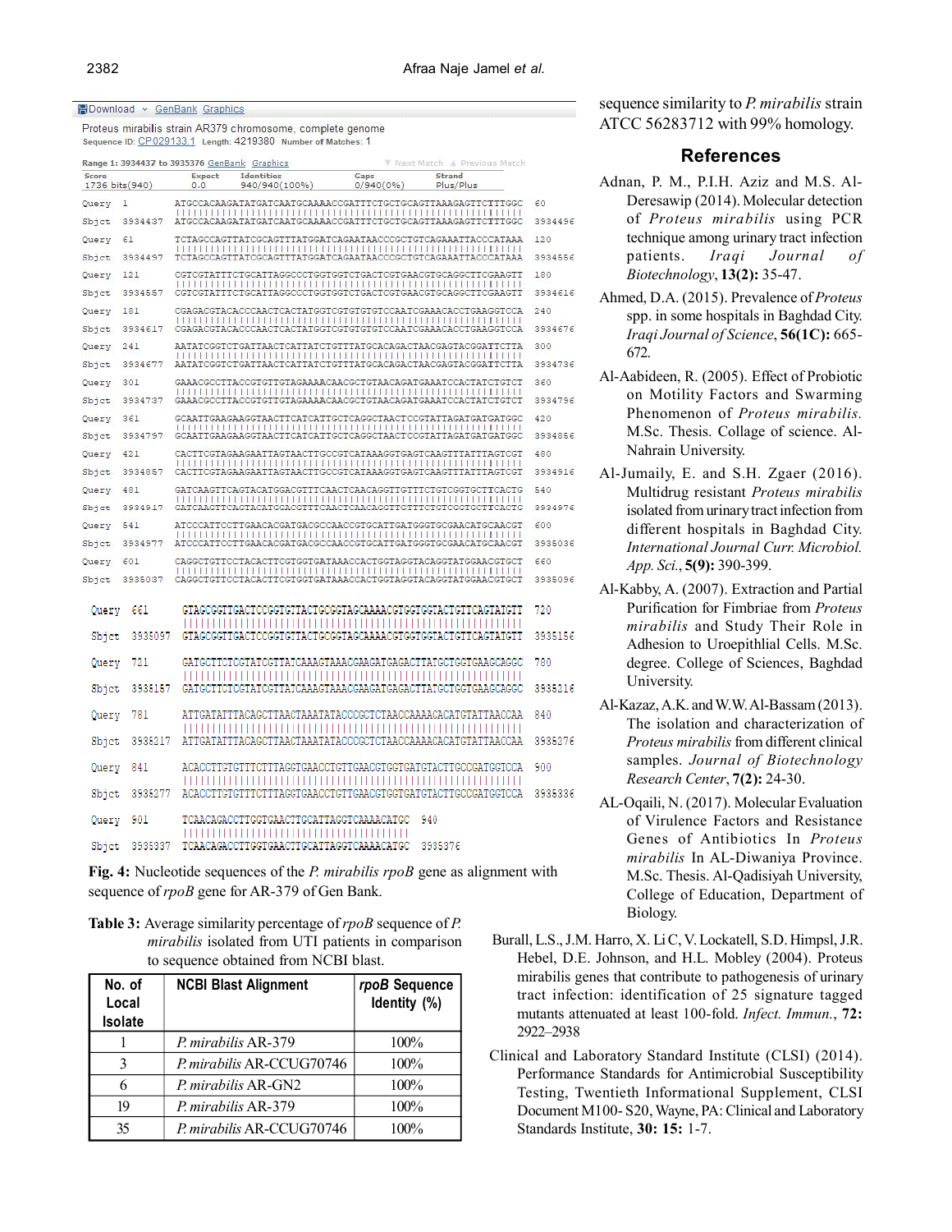```
Download  GenBank  Graphics

Proteus mirabilis strain AR379 chromosome, complete genome
Sequence ID: CP029133.1  Length: 4219380  Number of Matches: 1

Range 1: 3934437 to 3935376  GenBank  Graphics          Next Match   Previous Match
Score            Expect   Identities       Gaps        Strand
1736 bits(940)   0.0      940/940(100%)    0/940(0%)   Plus/Plus

Query  1        ATGCCACAAGATATGATCAATGCAAAACCGATTTCTGCTGCAGTTAAAGAGTTCTTTGGC  60
Sbjct  3934437  ATGCCACAAGATATGATCAATGCAAAACCGATTTCTGCTGCAGTTAAAGAGTTCTTTGGC  3934496

Query  61       TCTAGCCAGTTATCGCAGTTTATGGATCAGAATAACCCGCTGTCAGAAATTACCCATAAA  120
Sbjct  3934497  TCTAGCCAGTTATCGCAGTTTATGGATCAGAATAACCCGCTGTCAGAAATTACCCATAAA  3934556

Query  121      CGTCGTATTTCTGCATTAGGCCCTGGTGGTCTGACTCGTGAACGTGCAGGCTTCGAAGTT  180
Sbjct  3934557  CGTCGTATTTCTGCATTAGGCCCTGGTGGTCTGACTCGTGAACGTGCAGGCTTCGAAGTT  3934616

Query  181      CGAGACGTACACCCAACTCACTATGGTCGTGTGTGTCCAATCGAAACACCTGAAGGTCCA  240
Sbjct  3934617  CGAGACGTACACCCAACTCACTATGGTCGTGTGTGTCCAATCGAAACACCTGAAGGTCCA  3934676

Query  241      AATATCGGTCTGATTAACTCATTATCTGTTTATGCACAGACTAACGAGTACGGATTCTTA  300
Sbjct  3934677  AATATCGGTCTGATTAACTCATTATCTGTTTATGCACAGACTAACGAGTACGGATTCTTA  3934736

Query  301      GAAACGCCTTACCGTGTTGTGAGAAAACAACGCTGTAACAGATGAAATCCACTATCTGTCT  360
Sbjct  3934737  GAAACGCCTTACCGTGTTGTGAGAAAACAACGCTGTAACAGATGAAATCCACTATCTGTCT  3934796

Query  361      GCAATTGAAGAAGGTAACTTCATCATTGCTCAGGCTAACTCCGTATTAGATGATGATGGC  420
Sbjct  3934797  GCAATTGAAGAAGGTAACTTCATCATTGCTCAGGCTAACTCCGTATTAGATGATGATGGC  3934856

Query  421      CACTTCGTAGAAGAATTAGTAACTTGCCGTCATAAAGGTGAGTCAAGTTTATTTAGTCGT  480
Sbjct  3934857  CACTTCGTAGAAGAATTAGTAACTTGCCGTCATAAAGGTGAGTCAAGTTTATTTAGTCGT  3934916

Query  481      GATCAAGTTCAGTACATGGACGTTTCAACTCAACAGGTTGTTTCTGTCGGTGCTTCACTG  540
Sbjct  3934917  GATCAAGTTCAGTACATGGACGTTTCAACTCAACAGGTTGTTTCTGTCGGTGCTTCACTG  3934976

Query  541      ATCCCATTCCTTGAACACGATGACGCCAACCGTGCATTGATGGGTGCGAACATGCAACGT  600
Sbjct  3934977  ATCCCATTCCTTGAACACGATGACGCCAACCGTGCATTGATGGGTGCGAACATGCAACGT  3935036

Query  601      CAGGCTGTTCCTACACTTCGTGGTGATAAACCACTGGTAGGTACAGGTATGGAACGTGCT  660
Sbjct  3935037  CAGGCTGTTCCTACACTTCGTGGTGATAAACCACTGGTAGGTACAGGTATGGAACGTGCT  3935096

Query  661      GTAGCGGTTGACTCCGGTGTTACTGCGGTAGCAAAACGTGGTGGTACTGTTCAGTATGTT  720
Sbjct  3935097  GTAGCGGTTGACTCCGGTGTTACTGCGGTAGCAAAACGTGGTGGTACTGTTCAGTATGTT  3935156

Query  721      GATGCTTCTCGTATCGTTATCAAAGTAAACGAAGATGAGCTTATGCTGGTGAAGCAGGC  780
Sbjct  3935157  GATGCTTCTCGTATCGTTATCAAAGTAAACGAAGATGAGCTTATGCTGGTGAAGCAGGC  3935216

Query  781      ATTGATATTTACAGCTTAACTAAATATACCCGCTCTAACCAAAACACATGTATTAACCAA  840
Sbjct  3935217  ATTGATATTTACAGCTTAACTAAATATACCCGCTCTAACCAAAACACATGTATTAACCAA  3935276

Query  841      ACACCTTGTGTTTCTTTAGGTGAACCTGTTGAACGTGGTGATGTACTTGCCGATGGTCCA  900
Sbjct  3935277  ACACCTTGTGTTTCTTTAGGTGAACCTGTTGAACGTGGTGATGTACTTGCCGATGGTCCA  3935336

Query  901      TCAACACACCTTGGTGAACTTGCATTAGGTCAAAACATGC  940
Sbjct  3935337  TCAACACACCTTGGTGAACTTGCATTAGGTCAAAACATGC  3935376
```

**Fig. 4:** Nucleotide sequences of the *P. mirabilis rpoB* gene as alignment with sequence of *rpoB* gene for AR-379 of Gen Bank.

**Table 3:** Average similarity percentage of *rpoB* sequence of *P. mirabilis* isolated from UTI patients in comparison to sequence obtained from NCBI blast.

| No. of Local Isolate | NCBI Blast Alignment | *rpoB* Sequence Identity (%) |
|---|---|---|
| 1 | *P. mirabilis* AR-379 | 100% |
| 3 | *P. mirabilis* AR-CCUG70746 | 100% |
| 6 | *P. mirabilis* AR-GN2 | 100% |
| 19 | *P. mirabilis* AR-379 | 100% |
| 35 | *P. mirabilis* AR-CCUG70746 | 100% |

sequence similarity to *P. mirabilis* strain ATCC 56283712 with 99% homology.

## References

Adnan, P. M., P.I.H. Aziz and M.S. Al-Deresawip (2014). Molecular detection of *Proteus mirabilis* using PCR technique among urinary tract infection patients. *Iraqi Journal of Biotechnology*, **13(2):** 35-47.

Ahmed, D.A. (2015). Prevalence of *Proteus* spp. in some hospitals in Baghdad City. *Iraqi Journal of Science*, **56(1C):** 665-672.

Al-Aabideen, R. (2005). Effect of Probiotic on Motility Factors and Swarming Phenomenon of *Proteus mirabilis*. M.Sc. Thesis. Collage of science. Al-Nahrain University.

Al-Jumaily, E. and S.H. Zgaer (2016). Multidrug resistant *Proteus mirabilis* isolated from urinary tract infection from different hospitals in Baghdad City. *International Journal Curr. Microbiol. App. Sci.*, **5(9):** 390-399.

Al-Kabby, A. (2007). Extraction and Partial Purification for Fimbriae from *Proteus mirabilis* and Study Their Role in Adhesion to Uroepithlial Cells. M.Sc. degree. College of Sciences, Baghdad University.

Al-Kazaz, A.K. and W.W. Al-Bassam (2013). The isolation and characterization of *Proteus mirabilis* from different clinical samples. *Journal of Biotechnology Research Center*, **7(2):** 24-30.

AL-Oqaili, N. (2017). Molecular Evaluation of Virulence Factors and Resistance Genes of Antibiotics In *Proteus mirabilis* In AL-Diwaniya Province. M.Sc. Thesis. Al-Qadisiyah University, College of Education, Department of Biology.

Burall, L.S., J.M. Harro, X. Li C, V. Lockatell, S.D. Himpsl, J.R. Hebel, D.E. Johnson, and H.L. Mobley (2004). Proteus mirabilis genes that contribute to pathogenesis of urinary tract infection: identification of 25 signature tagged mutants attenuated at least 100-fold. *Infect. Immun.*, **72:** 2922–2938

Clinical and Laboratory Standard Institute (CLSI) (2014). Performance Standards for Antimicrobial Susceptibility Testing, Twentieth Informational Supplement, CLSI Document M100- S20, Wayne, PA: Clinical and Laboratory Standards Institute, **30: 15:** 1-7.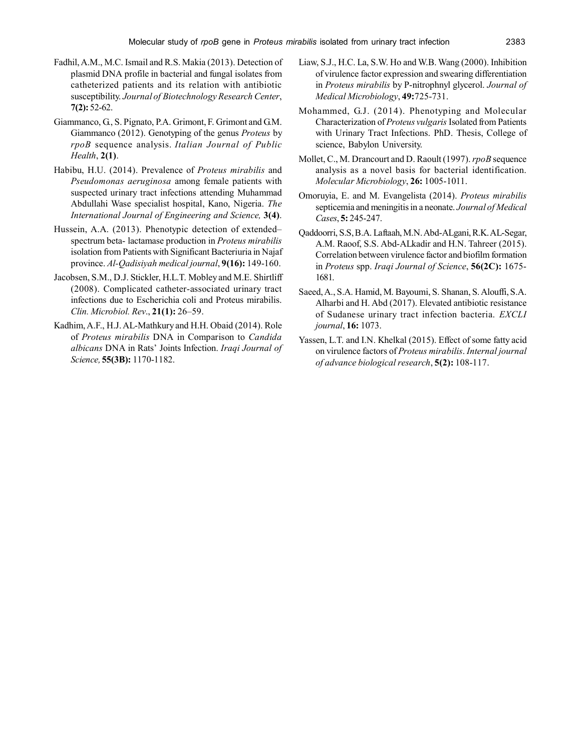Fadhil, A.M., M.C. Ismail and R.S. Makia (2013). Detection of plasmid DNA profile in bacterial and fungal isolates from catheterized patients and its relation with antibiotic susceptibility. *Journal of Biotechnology Research Center*, **7(2):** 52-62.

Giammanco, G., S. Pignato, P.A. Grimont, F. Grimont and G.M. Giammanco (2012). Genotyping of the genus *Proteus* by *rpoB* sequence analysis. *Italian Journal of Public Health*, **2(1)**.

Habibu, H.U. (2014). Prevalence of *Proteus mirabilis* and *Pseudomonas aeruginosa* among female patients with suspected urinary tract infections attending Muhammad Abdullahi Wase specialist hospital, Kano, Nigeria. *The International Journal of Engineering and Science,* **3(4)**.

Hussein, A.A. (2013). Phenotypic detection of extended–spectrum beta- lactamase production in *Proteus mirabilis* isolation from Patients with Significant Bacteriuria in Najaf province. *Al-Qadisiyah medical journal*, **9(16):** 149-160.

Jacobsen, S.M., D.J. Stickler, H.L.T. Mobley and M.E. Shirtliff (2008). Complicated catheter-associated urinary tract infections due to Escherichia coli and Proteus mirabilis. *Clin. Microbiol. Rev*., **21(1):** 26–59.

Kadhim, A.F., H.J. AL-Mathkury and H.H. Obaid (2014). Role of *Proteus mirabilis* DNA in Comparison to *Candida albicans* DNA in Rats' Joints Infection. *Iraqi Journal of Science,* **55(3B):** 1170-1182.

Liaw, S.J., H.C. La, S.W. Ho and W.B. Wang (2000). Inhibition of virulence factor expression and swearing differentiation in *Proteus mirabilis* by P-nitrophnyl glycerol. *Journal of Medical Microbiology*, **49:**725-731.

Mohammed, G.J. (2014). Phenotyping and Molecular Characterization of *Proteus vulgaris* Isolated from Patients with Urinary Tract Infections. PhD. Thesis, College of science, Babylon University.

Mollet, C., M. Drancourt and D. Raoult (1997). *rpoB* sequence analysis as a novel basis for bacterial identification. *Molecular Microbiology*, **26:** 1005-1011.

Omoruyia, E. and M. Evangelista (2014). *Proteus mirabilis* septicemia and meningitis in a neonate. *Journal of Medical Cases*, **5:** 245-247.

Qaddoorri, S.S, B.A. Laftaah, M.N. Abd-ALgani, R.K. AL-Segar, A.M. Raoof, S.S. Abd-ALkadir and H.N. Tahreer (2015). Correlation between virulence factor and biofilm formation in *Proteus* spp. *Iraqi Journal of Science*, **56(2C):** 1675-1681.

Saeed, A., S.A. Hamid, M. Bayoumi, S. Shanan, S. Alouffi, S.A. Alharbi and H. Abd (2017). Elevated antibiotic resistance of Sudanese urinary tract infection bacteria. *EXCLI journal*, **16:** 1073.

Yassen, L.T. and I.N. Khelkal (2015). Effect of some fatty acid on virulence factors of *Proteus mirabilis*. *Internal journal of advance biological research*, **5(2):** 108-117.